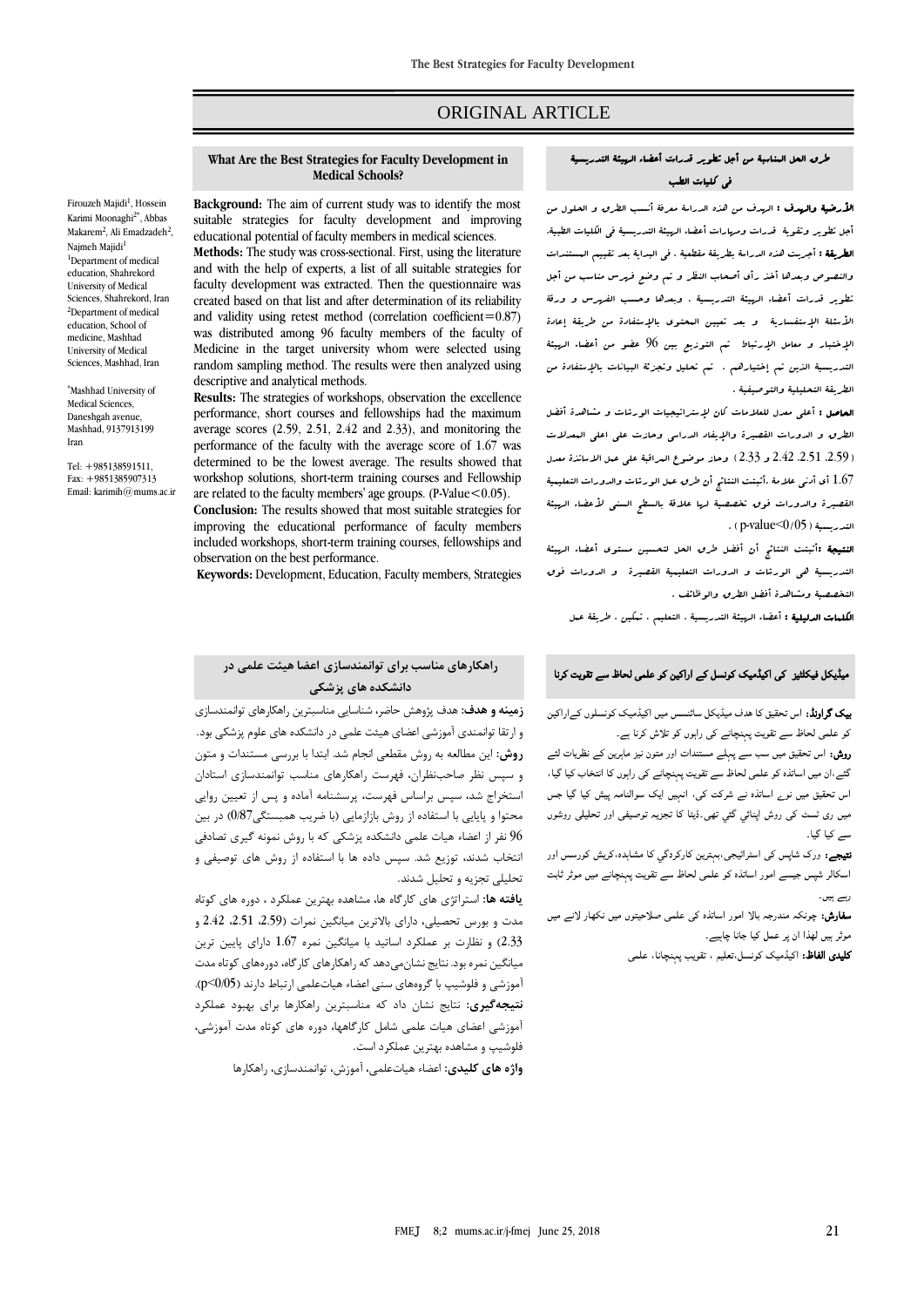ORIGINAL ARTICLE

## What Are the Best Strategies for Faculty Development in Medical Schools?

Firouzeh Majidi[1], Hossein Karimi Moonaghi[2*], Abbas Makarem[2], Ali Emadzadeh[2], Najmeh Majidi[1]

[1]Department of medical education, Shahrekord University of Medical Sciences, Shahrekord, Iran

[2]Department of medical education, School of medicine, Mashhad University of Medical Sciences, Mashhad, Iran

*Mashhad University of Medical Sciences, Daneshgah avenue, Mashhad, 9137913199 Iran

Tel: +985138591511, Fax: +9851385907313
Email: karimih@mums.ac.ir

**Background:** The aim of current study was to identify the most suitable strategies for faculty development and improving educational potential of faculty members in medical sciences.

**Methods:** The study was cross-sectional. First, using the literature and with the help of experts, a list of all suitable strategies for faculty development was extracted. Then the questionnaire was created based on that list and after determination of its reliability and validity using retest method (correlation coefficient=0.87) was distributed among 96 faculty members of the faculty of Medicine in the target university whom were selected using random sampling method. The results were then analyzed using descriptive and analytical methods.

**Results:** The strategies of workshops, observation the excellence performance, short courses and fellowships had the maximum average scores (2.59, 2.51, 2.42 and 2.33), and monitoring the performance of the faculty with the average score of 1.67 was determined to be the lowest average. The results showed that workshop solutions, short-term training courses and Fellowship are related to the faculty members' age groups. (P-Value<0.05).

**Conclusion:** The results showed that most suitable strategies for improving the educational performance of faculty members included workshops, short-term training courses, fellowships and observation on the best performance.

**Keywords:** Development, Education, Faculty members, Strategies

## طرق الحل المناسبة من أجل تطوير قدرات أعضاء الهيئة التدريسية في كليات الطب

**الأرضية والهدف :** الهدف من هذه الدراسة معرفة أنسب الطرق و الحلول من أجل تطوير وتقوية قدرات ومهارات أعضاء الهيئة التدريسية في الكليات الطبية.

**الطريقة :** أجريت هذه الدراسة بطريقة مقطعية . في البداية بعد تقييم المستندات والنصوص وبعدها أخذ رأي أصحاب النظر و تم وضع فهرس مناسب من أجل تطوير قدرات أعضاء الهيئة التدريسية . وبعدها وحسب الفهرس و ورقة الأسئلة الإستفسارية و بعد تعيين المحتوى بالإستفادة من طريقة إعادة الإختبار و معامل الإرتباط تم التوزيع بين 96 عضو من أعضاء الهيئة التدريسية الذين تم إختيارهم . تم تحليل وتجزئة البيانات بالإستفادة من الطريقة التحليلية والتوصيفية .

**الحاصل :** أعلى معدل للعلامات كان لإستراتيجيات الورشات و مشاهدة أفضل الطرق و الدورات القصيرة والإيفاد الدراسي وحازت على اعلى المعدلات ( 2.59، 2.51، 2.42 و 2.33 ) وحاز موضوع المراقبة على عمل الاساتذة معدل 1.67 أي أدنى علامة .أثبتت النتائج أن طرق عمل الورشات والدورات التعليمية القصيرة والدورات فوق تخصصية لها علاقة بالسطح السني لأعضاء الهيئة التدريسية ( p-value<0/05 ) .

**النتيجة :** أثبتت النتائج أن أفضل طرق الحل لتحسين مستوى أعضاء الهيئة التدريسية هي الورشات و الدورات التعليمية القصيرة و الدورات فوق التخصصية ومشاهدة أفضل الطرق والوظائف .

**الكلمات الدليلية :** أعضاء الهيئة التدريسية ، التعليم ، تمكين ، طريقة عمل

## راهکارهای مناسب برای توانمندسازی اعضا هیئت علمی در دانشکده های پزشکی

**زمینه و هدف:** هدف پژوهش حاضر، شناسایی مناسبترین راهکارهای توانمندسازی و ارتقا توانمندی آموزشی اعضای هیئت علمی در دانشکده های علوم پزشکی بود.

**روش:** این مطالعه به روش مقطعی انجام شد. ابتدا با بررسی مستندات و متون و سپس نظر صاحب‌نظران، فهرست راهکارهای مناسب توانمندسازی استادان استخراج شد، سپس براساس فهرست، پرسشنامه آماده و پس از تعیین روایی محتوا و پایایی با استفاده از روش بازآزمایی (با ضریب همبستگی0/87) در بین 96 نفر از اعضاء هیات علمی دانشکده پزشکی که با روش نمونه گیری تصادفی انتخاب شدند، توزیع شد. سپس داده ها با استفاده از روش های توصیفی و تحلیلی تجزیه و تحلیل شدند.

**یافته ها:** استراتژی های کارگاه ها، مشاهده بهترین عملکرد ، دوره های کوتاه مدت و بورس تحصیلی، دارای بالاترین میانگین نمرات (2.59، 2.51، 2.42 و 2.33) و نظارت بر عملکرد اساتید با میانگین نمره 1.67 دارای پایین ترین میانگین نمره بود. نتایج نشان‌می‌دهد که راهکارهای کارگاه، دوره‌های کوتاه مدت آموزشی و فلوشیپ با گروه‌های سنی اعضاء هیات‌علمی ارتباط دارند (p<0/05).

**نتیجه‌گیری:** نتایج نشان داد که مناسبترین راهکارها برای بهبود عملکرد آموزشی اعضای هیات علمی شامل کارگاهها، دوره های کوتاه مدت آموزشی، فلوشیپ و مشاهده بهترین عملکرد است.

**واژه های کلیدی:** اعضاء هیات‌علمی، آموزش، توانمندسازی، راهکارها

## میڈیکل فیکلٹیز کی اکیڈمیک کونسل کے اراکین کو علمی لحاظ سے تقویت کرنا

**بیک گراونڈ:** اس تحقیق کا ھدف میڈیکل سائنسس میں اکیڈمیک کونسلوں کےاراکین کو علمی لحاظ سے تقویت پہنچانے کی راہوں کو تلاش کرنا ہے۔

**روش:** اس تحقیق میں سب سے پہلے مستندات اور متون اور ماہرین کے نظریات لئے گئے،ان میں اساتذہ کو علمی لحاظ سے تقویت پہنچانے کی راہوں کو انتخاب کیا گیا، اس تحقیق میں نوے اساتذہ نے شرکت کی، انہیں ایک سوالنامہ پیش کیا گیا جس میں ری ٹسٹ کی روش اپنائي گئي تھی۔ڈیٹا کا تجزیہ توصیفی اور تحلیلی روشوں سے کیا گیا۔

**نتیجے:** ورک شاپس کی اسٹراٹیجی،بہترین کارکردگي کا مشاہدہ،کریش کورسس اور اسکالر شپس جیسے امور اساتذہ کو علمی لحاظ سے تقویت پہنچانے میں موثر ثابت رہے ہیں۔

**سفارش:** چونکہ مندرجہ بالا امور اساتذہ کی علمی صلاحیتوں میں نکھار لانے میں موثر ہیں لھذا ان پر عمل کیا جانا چاہیے۔

**کلیدی الفاظ:** اکیڈمیک کونسل،تعلیم ، تقویب پہنچانا، علمی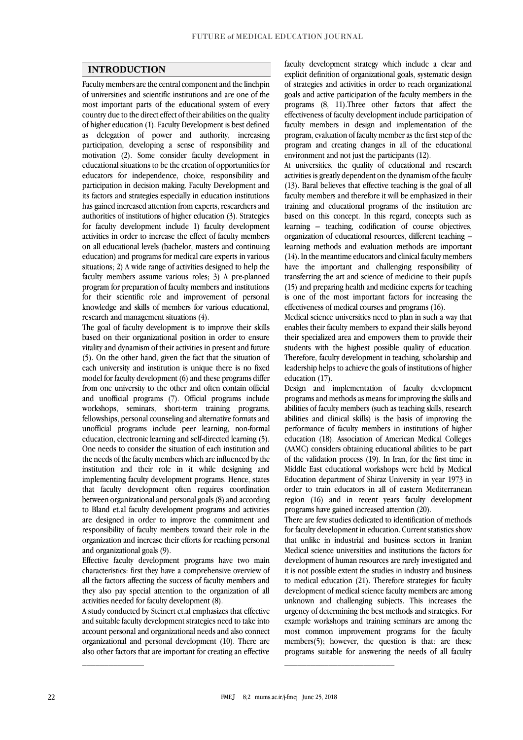## INTRODUCTION

Faculty members are the central component and the linchpin of universities and scientific institutions and are one of the most important parts of the educational system of every country due to the direct effect of their abilities on the quality of higher education (1). Faculty Development is best defined as delegation of power and authority, increasing participation, developing a sense of responsibility and motivation (2). Some consider faculty development in educational situations to be the creation of opportunities for educators for independence, choice, responsibility and participation in decision making. Faculty Development and its factors and strategies especially in education institutions has gained increased attention from experts, researchers and authorities of institutions of higher education (3). Strategies for faculty development include 1) faculty development activities in order to increase the effect of faculty members on all educational levels (bachelor, masters and continuing education) and programs for medical care experts in various situations; 2) A wide range of activities designed to help the faculty members assume various roles; 3) A pre-planned program for preparation of faculty members and institutions for their scientific role and improvement of personal knowledge and skills of members for various educational, research and management situations (4).

The goal of faculty development is to improve their skills based on their organizational position in order to ensure vitality and dynamism of their activities in present and future (5). On the other hand, given the fact that the situation of each university and institution is unique there is no fixed model for faculty development (6) and these programs differ from one university to the other and often contain official and unofficial programs (7). Official programs include workshops, seminars, short-term training programs, fellowships, personal counseling and alternative formats and unofficial programs include peer learning, non-formal education, electronic learning and self-directed learning (5). One needs to consider the situation of each institution and the needs of the faculty members which are influenced by the institution and their role in it while designing and implementing faculty development programs. Hence, states that faculty development often requires coordination between organizational and personal goals (8) and according to Bland et.al faculty development programs and activities are designed in order to improve the commitment and responsibility of faculty members toward their role in the organization and increase their efforts for reaching personal and organizational goals (9).

Effective faculty development programs have two main characteristics: first they have a comprehensive overview of all the factors affecting the success of faculty members and they also pay special attention to the organization of all activities needed for faculty development (8).

A study conducted by Steinert et.al emphasizes that effective and suitable faculty development strategies need to take into account personal and organizational needs and also connect organizational and personal development (10). There are also other factors that are important for creating an effective faculty development strategy which include a clear and explicit definition of organizational goals, systematic design of strategies and activities in order to reach organizational goals and active participation of the faculty members in the programs (8, 11).Three other factors that affect the effectiveness of faculty development include participation of faculty members in design and implementation of the program, evaluation of faculty member as the first step of the program and creating changes in all of the educational environment and not just the participants (12).

At universities, the quality of educational and research activities is greatly dependent on the dynamism of the faculty (13). Baral believes that effective teaching is the goal of all faculty members and therefore it will be emphasized in their training and educational programs of the institution are based on this concept. In this regard, concepts such as learning – teaching, codification of course objectives, organization of educational resources, different teaching – learning methods and evaluation methods are important (14). In the meantime educators and clinical faculty members have the important and challenging responsibility of transferring the art and science of medicine to their pupils (15) and preparing health and medicine experts for teaching is one of the most important factors for increasing the effectiveness of medical courses and programs (16).

Medical science universities need to plan in such a way that enables their faculty members to expand their skills beyond their specialized area and empowers them to provide their students with the highest possible quality of education. Therefore, faculty development in teaching, scholarship and leadership helps to achieve the goals of institutions of higher education (17).

Design and implementation of faculty development programs and methods as means for improving the skills and abilities of faculty members (such as teaching skills, research abilities and clinical skills) is the basis of improving the performance of faculty members in institutions of higher education (18). Association of American Medical Colleges (AAMC) considers obtaining educational abilities to be part of the validation process (19). In Iran, for the first time in Middle East educational workshops were held by Medical Education department of Shiraz University in year 1973 in order to train educators in all of eastern Mediterranean region (16) and in recent years faculty development programs have gained increased attention (20).

There are few studies dedicated to identification of methods for faculty development in education. Current statistics show that unlike in industrial and business sectors in Iranian Medical science universities and institutions the factors for development of human resources are rarely investigated and it is not possible extent the studies in industry and business to medical education (21). Therefore strategies for faculty development of medical science faculty members are among unknown and challenging subjects. This increases the urgency of determining the best methods and strategies. For example workshops and training seminars are among the most common improvement programs for the faculty members(5); however, the question is that: are these programs suitable for answering the needs of all faculty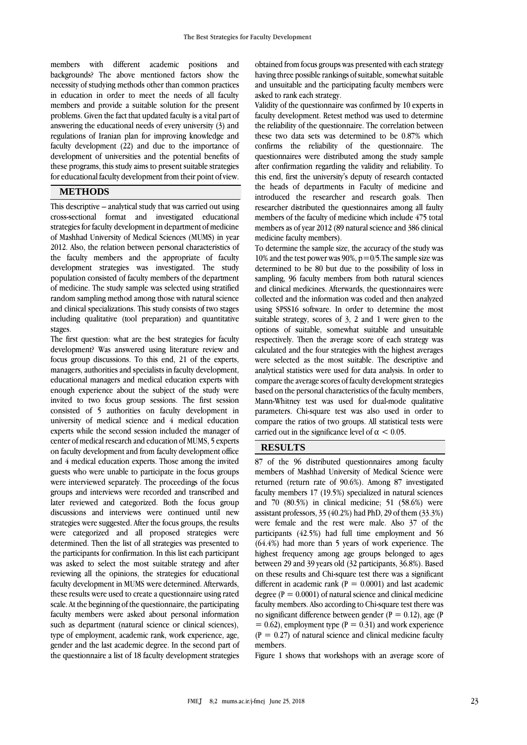members with different academic positions and backgrounds? The above mentioned factors show the necessity of studying methods other than common practices in education in order to meet the needs of all faculty members and provide a suitable solution for the present problems. Given the fact that updated faculty is a vital part of answering the educational needs of every university (3) and regulations of Iranian plan for improving knowledge and faculty development (22) and due to the importance of development of universities and the potential benefits of these programs, this study aims to present suitable strategies for educational faculty development from their point of view.

## METHODS

This descriptive – analytical study that was carried out using cross-sectional format and investigated educational strategies for faculty development in department of medicine of Mashhad University of Medical Sciences (MUMS) in year 2012. Also, the relation between personal characteristics of the faculty members and the appropriate of faculty development strategies was investigated. The study population consisted of faculty members of the department of medicine. The study sample was selected using stratified random sampling method among those with natural science and clinical specializations. This study consists of two stages including qualitative (tool preparation) and quantitative stages.

The first question: what are the best strategies for faculty development? Was answered using literature review and focus group discussions. To this end, 21 of the experts, managers, authorities and specialists in faculty development, educational managers and medical education experts with enough experience about the subject of the study were invited to two focus group sessions. The first session consisted of 5 authorities on faculty development in university of medical science and 4 medical education experts while the second session included the manager of center of medical research and education of MUMS, 5 experts on faculty development and from faculty development office and 4 medical education experts. Those among the invited guests who were unable to participate in the focus groups were interviewed separately. The proceedings of the focus groups and interviews were recorded and transcribed and later reviewed and categorized. Both the focus group discussions and interviews were continued until new strategies were suggested. After the focus groups, the results were categorized and all proposed strategies were determined. Then the list of all strategies was presented to the participants for confirmation. In this list each participant was asked to select the most suitable strategy and after reviewing all the opinions, the strategies for educational faculty development in MUMS were determined. Afterwards, these results were used to create a questionnaire using rated scale. At the beginning of the questionnaire, the participating faculty members were asked about personal information such as department (natural science or clinical sciences), type of employment, academic rank, work experience, age, gender and the last academic degree. In the second part of the questionnaire a list of 18 faculty development strategies obtained from focus groups was presented with each strategy having three possible rankings of suitable, somewhat suitable and unsuitable and the participating faculty members were asked to rank each strategy.

Validity of the questionnaire was confirmed by 10 experts in faculty development. Retest method was used to determine the reliability of the questionnaire. The correlation between these two data sets was determined to be 0.87% which confirms the reliability of the questionnaire. The questionnaires were distributed among the study sample after confirmation regarding the validity and reliability. To this end, first the university's deputy of research contacted the heads of departments in Faculty of medicine and introduced the researcher and research goals. Then researcher distributed the questionnaires among all faulty members of the faculty of medicine which include 475 total members as of year 2012 (89 natural science and 386 clinical medicine faculty members).

To determine the sample size, the accuracy of the study was 10% and the test power was 90%, p=0/5.The sample size was determined to be 80 but due to the possibility of loss in sampling, 96 faculty members from both natural sciences and clinical medicines. Afterwards, the questionnaires were collected and the information was coded and then analyzed using SPSS16 software. In order to determine the most suitable strategy, scores of 3, 2 and 1 were given to the options of suitable, somewhat suitable and unsuitable respectively. Then the average score of each strategy was calculated and the four strategies with the highest averages were selected as the most suitable. The descriptive and analytical statistics were used for data analysis. In order to compare the average scores of faculty development strategies based on the personal characteristics of the faculty members, Mann-Whitney test was used for dual-mode qualitative parameters. Chi-square test was also used in order to compare the ratios of two groups. All statistical tests were carried out in the significance level of $\alpha < 0.05$.

## RESULTS

87 of the 96 distributed questionnaires among faculty members of Mashhad University of Medical Science were returned (return rate of 90.6%). Among 87 investigated faculty members 17 (19.5%) specialized in natural sciences and 70 (80.5%) in clinical medicine; 51 (58.6%) were assistant professors, 35 (40.2%) had PhD, 29 of them (33.3%) were female and the rest were male. Also 37 of the participants (42.5%) had full time employment and 56 (64.4%) had more than 5 years of work experience. The highest frequency among age groups belonged to ages between 29 and 39 years old (32 participants, 36.8%). Based on these results and Chi-square test there was a significant different in academic rank ($P = 0.0001$) and last academic degree ($P = 0.0001$) of natural science and clinical medicine faculty members. Also according to Chi-square test there was no significant difference between gender ($P = 0.12$), age ($P = 0.62$), employment type ($P = 0.31$) and work experience ($P = 0.27$) of natural science and clinical medicine faculty members.

Figure 1 shows that workshops with an average score of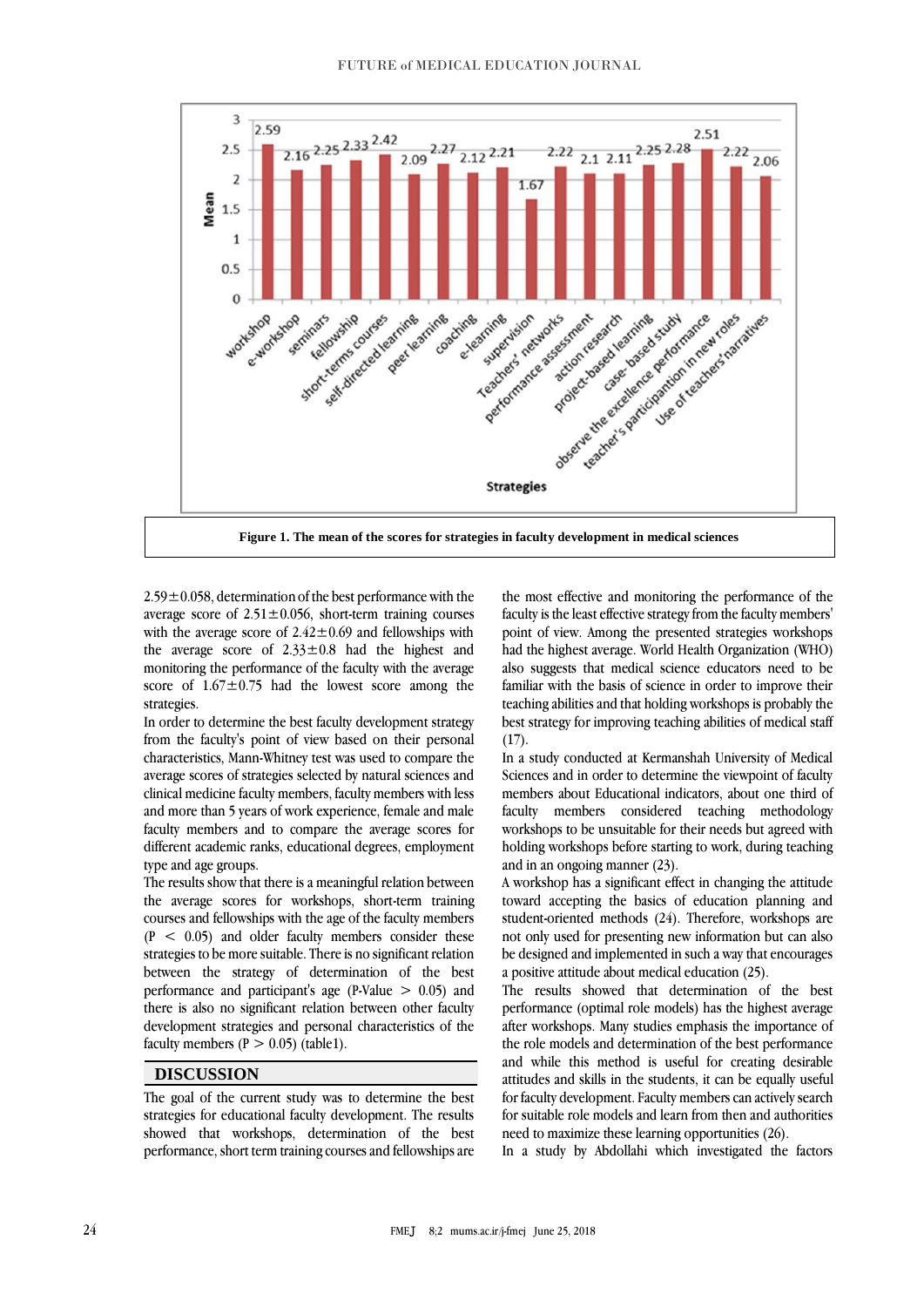Figure 1. The mean of the scores for strategies in faculty development in medical sciences

2.59±0.058, determination of the best performance with the average score of 2.51±0.056, short-term training courses with the average score of 2.42±0.69 and fellowships with the average score of 2.33±0.8 had the highest and monitoring the performance of the faculty with the average score of 1.67±0.75 had the lowest score among the strategies.

In order to determine the best faculty development strategy from the faculty's point of view based on their personal characteristics, Mann-Whitney test was used to compare the average scores of strategies selected by natural sciences and clinical medicine faculty members, faculty members with less and more than 5 years of work experience, female and male faculty members and to compare the average scores for different academic ranks, educational degrees, employment type and age groups.

The results show that there is a meaningful relation between the average scores for workshops, short-term training courses and fellowships with the age of the faculty members ($P < 0.05$) and older faculty members consider these strategies to be more suitable. There is no significant relation between the strategy of determination of the best performance and participant's age (P-Value $> 0.05$) and there is also no significant relation between other faculty development strategies and personal characteristics of the faculty members ($P > 0.05$) (table1).

## DISCUSSION

The goal of the current study was to determine the best strategies for educational faculty development. The results showed that workshops, determination of the best performance, short term training courses and fellowships are the most effective and monitoring the performance of the faculty is the least effective strategy from the faculty members' point of view. Among the presented strategies workshops had the highest average. World Health Organization (WHO) also suggests that medical science educators need to be familiar with the basis of science in order to improve their teaching abilities and that holding workshops is probably the best strategy for improving teaching abilities of medical staff (17).

In a study conducted at Kermanshah University of Medical Sciences and in order to determine the viewpoint of faculty members about Educational indicators, about one third of faculty members considered teaching methodology workshops to be unsuitable for their needs but agreed with holding workshops before starting to work, during teaching and in an ongoing manner (23).

A workshop has a significant effect in changing the attitude toward accepting the basics of education planning and student-oriented methods (24). Therefore, workshops are not only used for presenting new information but can also be designed and implemented in such a way that encourages a positive attitude about medical education (25).

The results showed that determination of the best performance (optimal role models) has the highest average after workshops. Many studies emphasis the importance of the role models and determination of the best performance and while this method is useful for creating desirable attitudes and skills in the students, it can be equally useful for faculty development. Faculty members can actively search for suitable role models and learn from then and authorities need to maximize these learning opportunities (26).

In a study by Abdollahi which investigated the factors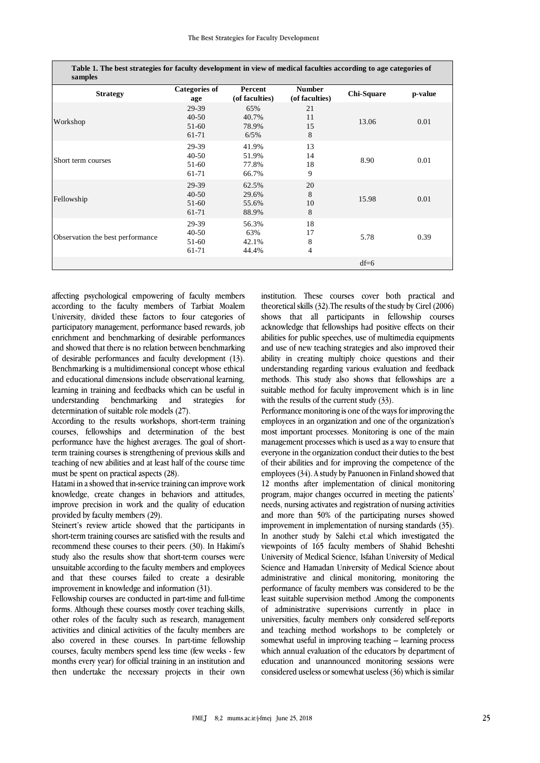**Table 1. The best strategies for faculty development in view of medical faculties according to age categories of samples**

| Strategy | Categories of age | Percent (of faculties) | Number (of faculties) | Chi-Square | p-value |
|---|---|---|---|---|---|
| Workshop | 29-39 | 65% | 21 | 13.06 | 0.01 |
| | 40-50 | 40.7% | 11 | | |
| | 51-60 | 78.9% | 15 | | |
| | 61-71 | 6/5% | 8 | | |
| Short term courses | 29-39 | 41.9% | 13 | 8.90 | 0.01 |
| | 40-50 | 51.9% | 14 | | |
| | 51-60 | 77.8% | 18 | | |
| | 61-71 | 66.7% | 9 | | |
| Fellowship | 29-39 | 62.5% | 20 | 15.98 | 0.01 |
| | 40-50 | 29.6% | 8 | | |
| | 51-60 | 55.6% | 10 | | |
| | 61-71 | 88.9% | 8 | | |
| Observation the best performance | 29-39 | 56.3% | 18 | 5.78 | 0.39 |
| | 40-50 | 63% | 17 | | |
| | 51-60 | 42.1% | 8 | | |
| | 61-71 | 44.4% | 4 | | |
| | | | | df=6 | |

affecting psychological empowering of faculty members according to the faculty members of Tarbiat Moalem University, divided these factors to four categories of participatory management, performance based rewards, job enrichment and benchmarking of desirable performances and showed that there is no relation between benchmarking of desirable performances and faculty development (13). Benchmarking is a multidimensional concept whose ethical and educational dimensions include observational learning, learning in training and feedbacks which can be useful in understanding benchmarking and strategies for determination of suitable role models (27).

According to the results workshops, short-term training courses, fellowships and determination of the best performance have the highest averages. The goal of short-term training courses is strengthening of previous skills and teaching of new abilities and at least half of the course time must be spent on practical aspects (28).

Hatami in a showed that in-service training can improve work knowledge, create changes in behaviors and attitudes, improve precision in work and the quality of education provided by faculty members (29).

Steinert's review article showed that the participants in short-term training courses are satisfied with the results and recommend these courses to their peers. (30). In Hakimi's study also the results show that short-term courses were unsuitable according to the faculty members and employees and that these courses failed to create a desirable improvement in knowledge and information (31).

Fellowship courses are conducted in part-time and full-time forms. Although these courses mostly cover teaching skills, other roles of the faculty such as research, management activities and clinical activities of the faculty members are also covered in these courses. In part-time fellowship courses, faculty members spend less time (few weeks - few months every year) for official training in an institution and then undertake the necessary projects in their own institution. These courses cover both practical and theoretical skills (32).The results of the study by Cirel (2006) shows that all participants in fellowship courses acknowledge that fellowships had positive effects on their abilities for public speeches, use of multimedia equipments and use of new teaching strategies and also improved their ability in creating multiply choice questions and their understanding regarding various evaluation and feedback methods. This study also shows that fellowships are a suitable method for faculty improvement which is in line with the results of the current study (33).

Performance monitoring is one of the ways for improving the employees in an organization and one of the organization's most important processes. Monitoring is one of the main management processes which is used as a way to ensure that everyone in the organization conduct their duties to the best of their abilities and for improving the competence of the employees (34). A study by Panuonen in Finland showed that 12 months after implementation of clinical monitoring program, major changes occurred in meeting the patients' needs, nursing activates and registration of nursing activities and more than 50% of the participating nurses showed improvement in implementation of nursing standards (35). In another study by Salehi et.al which investigated the viewpoints of 165 faculty members of Shahid Beheshti University of Medical Science, Isfahan University of Medical Science and Hamadan University of Medical Science about administrative and clinical monitoring, monitoring the performance of faculty members was considered to be the least suitable supervision method .Among the components of administrative supervisions currently in place in universities, faculty members only considered self-reports and teaching method workshops to be completely or somewhat useful in improving teaching – learning process which annual evaluation of the educators by department of education and unannounced monitoring sessions were considered useless or somewhat useless (36) which is similar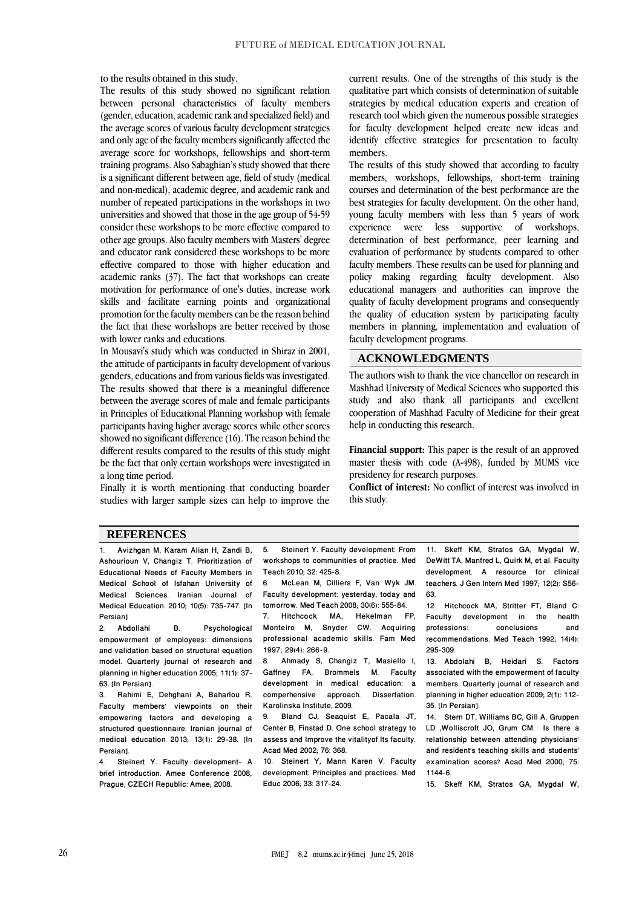to the results obtained in this study.

The results of this study showed no significant relation between personal characteristics of faculty members (gender, education, academic rank and specialized field) and the average scores of various faculty development strategies and only age of the faculty members significantly affected the average score for workshops, fellowships and short-term training programs. Also Sabaghian's study showed that there is a significant different between age, field of study (medical and non-medical), academic degree, and academic rank and number of repeated participations in the workshops in two universities and showed that those in the age group of 54-59 consider these workshops to be more effective compared to other age groups. Also faculty members with Masters' degree and educator rank considered these workshops to be more effective compared to those with higher education and academic ranks (37). The fact that workshops can create motivation for performance of one's duties, increase work skills and facilitate earning points and organizational promotion for the faculty members can be the reason behind the fact that these workshops are better received by those with lower ranks and educations.

In Mousavi's study which was conducted in Shiraz in 2001, the attitude of participants in faculty development of various genders, educations and from various fields was investigated. The results showed that there is a meaningful difference between the average scores of male and female participants in Principles of Educational Planning workshop with female participants having higher average scores while other scores showed no significant difference (16). The reason behind the different results compared to the results of this study might be the fact that only certain workshops were investigated in a long time period.

Finally it is worth mentioning that conducting boarder studies with larger sample sizes can help to improve the current results. One of the strengths of this study is the qualitative part which consists of determination of suitable strategies by medical education experts and creation of research tool which given the numerous possible strategies for faculty development helped create new ideas and identify effective strategies for presentation to faculty members.

The results of this study showed that according to faculty members, workshops, fellowships, short-term training courses and determination of the best performance are the best strategies for faculty development. On the other hand, young faculty members with less than 5 years of work experience were less supportive of workshops, determination of best performance, peer learning and evaluation of performance by students compared to other faculty members. These results can be used for planning and policy making regarding faculty development. Also educational managers and authorities can improve the quality of faculty development programs and consequently the quality of education system by participating faculty members in planning, implementation and evaluation of faculty development programs.

## ACKNOWLEDGMENTS

The authors wish to thank the vice chancellor on research in Mashhad University of Medical Sciences who supported this study and also thank all participants and excellent cooperation of Mashhad Faculty of Medicine for their great help in conducting this research.

**Financial support:** This paper is the result of an approved master thesis with code (A-498), funded by MUMS vice presidency for research purposes.

**Conflict of interest:** No conflict of interest was involved in this study.

## REFERENCES

1. Avizhgan M, Karam Alian H, Zandi B, Ashourioun V, Changiz T. Prioritization of Educational Needs of Faculty Members in Medical School of Isfahan University of Medical Sciences. Iranian Journal of Medical Education. 2010; 10(5): 735-747. [In Persian]
2. Abdollahi B. Psychological empowerment of employees: dimensions and validation based on structural equation model. Quarterly journal of research and planning in higher education 2005; 11(1): 37-63. [In Persian].
3. Rahimi E, Dehghani A, Baharlou R. Faculty members' viewpoints on their empowering factors and developing a structured questionnaire. Iranian journal of medical education 2013; 13(1): 29-38. [In Persian].
4. Steinert Y. Faculty development- A brief introduction. Amee Conference 2008, Prague, CZECH Republic: Amee; 2008.
5. Steinert Y. Faculty development: From workshops to communities of practice. Med Teach 2010; 32: 425-8.
6. McLean M, Cilliers F, Van Wyk JM. Faculty development: yesterday, today and tomorrow. Med Teach 2008; 30(6): 555-84.
7. Hitchcock MA, Hekelman FP, Monteiro M, Snyder CW. Acquiring professional academic skills. Fam Med 1997; 29(4): 266-9.
8. Ahmady S, Changiz T, Masiello I, Gaffney FA, Brommels M. Faculty development in medical education: a comperhensive approach. Dissertation. Karolinska Institute, 2009.
9. Bland CJ, Seaquist E, Pacala JT, Center B, Finstad D. One school strategy to assess and Improve the vitalityof Its faculty. Acad Med 2002; 76: 368.
10. Steinert Y, Mann Karen V. Faculty development: Principles and practices. Med Educ 2006; 33: 317-24.
11. Skeff KM, Stratos GA, Mygdal W, DeWitt TA, Manfred L, Quirk M, et al. Faculty development. A resource for clinical teachers. J Gen Intern Med 1997; 12(2): S56-63.
12. Hitchcock MA, Stritter FT, Bland C. Faculty development in the health professions: conclusions and recommendations. Med Teach 1992; 14(4): 295-309.
13. Abdolahi B, Heidari S. Factors associated with the empowerment of faculty members. Quarterly journal of research and planning in higher education 2009; 2(1): 112-35. [In Persian].
14. Stern DT, Williams BC, Gill A, Gruppen LD ,Wolliscroft JO, Grum CM. Is there a relationship between attending physicians' and resident's teaching skills and students' examination scores? Acad Med 2000; 75: 1144-6.
15. Skeff KM, Stratos GA, Mygdal W,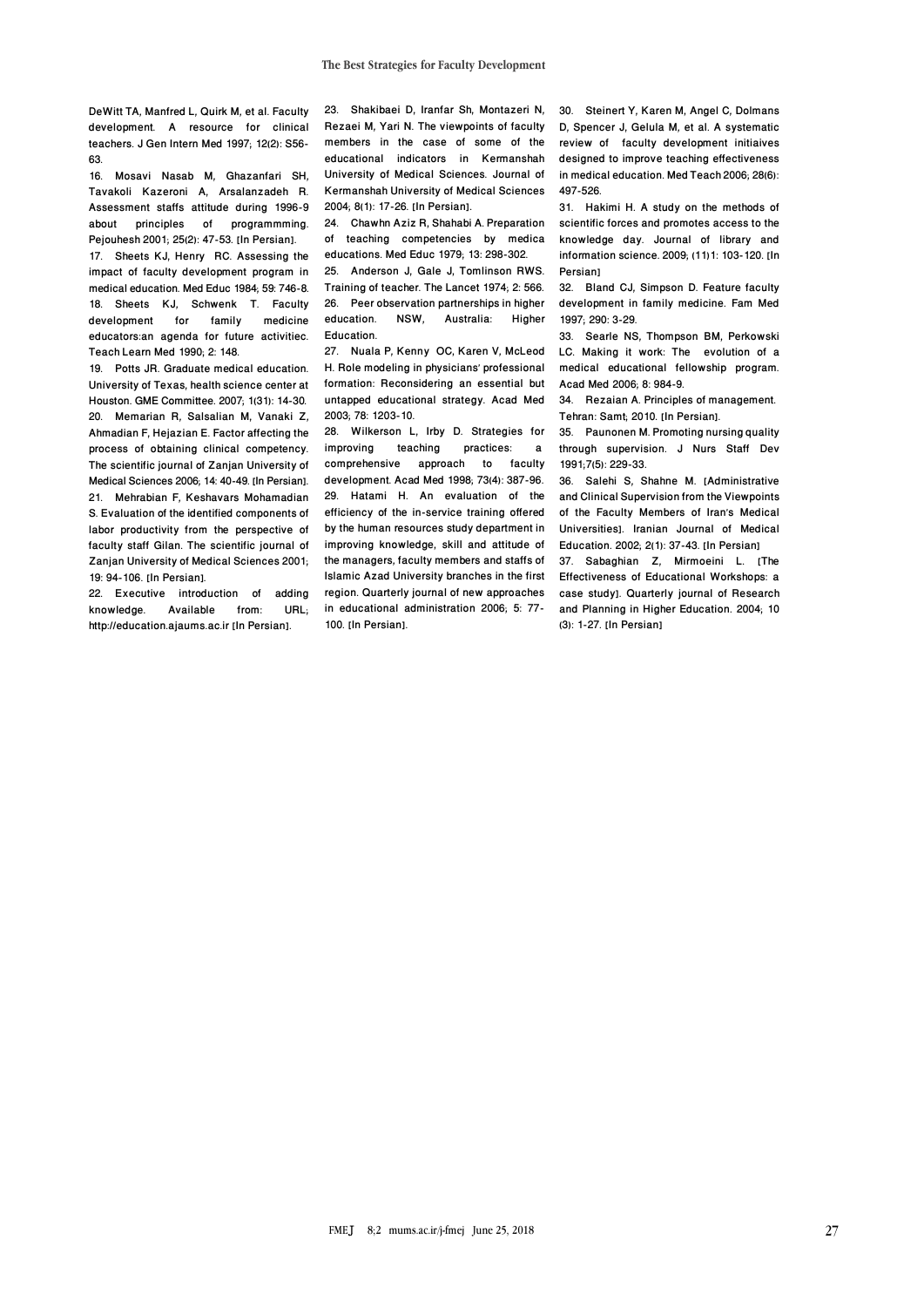DeWitt TA, Manfred L, Quirk M, et al. Faculty development. A resource for clinical teachers. J Gen Intern Med 1997; 12(2): S56-63.

16. Mosavi Nasab M, Ghazanfari SH, Tavakoli Kazeroni A, Arsalanzadeh R. Assessment staffs attitude during 1996-9 about principles of programmming. Pejouhesh 2001; 25(2): 47-53. [In Persian].

17. Sheets KJ, Henry RC. Assessing the impact of faculty development program in medical education. Med Educ 1984; 59: 746-8.

18. Sheets KJ, Schwenk T. Faculty development for family medicine educators:an agenda for future activitiec. Teach Learn Med 1990; 2: 148.

19. Potts JR. Graduate medical education. University of Texas, health science center at Houston. GME Committee. 2007; 1(31): 14-30.

20. Memarian R, Salsalian M, Vanaki Z, Ahmadian F, Hejazian E. Factor affecting the process of obtaining clinical competency. The scientific journal of Zanjan University of Medical Sciences 2006; 14: 40-49. [In Persian].

21. Mehrabian F, Keshavars Mohamadian S. Evaluation of the identified components of labor productivity from the perspective of faculty staff Gilan. The scientific journal of Zanjan University of Medical Sciences 2001; 19: 94-106. [In Persian].

22. Executive introduction of adding knowledge. Available from: URL; http://education.ajaums.ac.ir [In Persian].

23. Shakibaei D, Iranfar Sh, Montazeri N, Rezaei M, Yari N. The viewpoints of faculty members in the case of some of the educational indicators in Kermanshah University of Medical Sciences. Journal of Kermanshah University of Medical Sciences 2004; 8(1): 17-26. [In Persian].

24. Chawhn Aziz R, Shahabi A. Preparation of teaching competencies by medica educations. Med Educ 1979; 13: 298-302.

25. Anderson J, Gale J, Tomlinson RWS. Training of teacher. The Lancet 1974; 2: 566.

26. Peer observation partnerships in higher education. NSW, Australia: Higher Education.

27. Nuala P, Kenny OC, Karen V, McLeod H. Role modeling in physicians' professional formation: Reconsidering an essential but untapped educational strategy. Acad Med 2003; 78: 1203-10.

28. Wilkerson L, Irby D. Strategies for improving teaching practices: a comprehensive approach to faculty development. Acad Med 1998; 73(4): 387-96.

29. Hatami H. An evaluation of the efficiency of the in-service training offered by the human resources study department in improving knowledge, skill and attitude of the managers, faculty members and staffs of Islamic Azad University branches in the first region. Quarterly journal of new approaches in educational administration 2006; 5: 77-100. [In Persian].

30. Steinert Y, Karen M, Angel C, Dolmans D, Spencer J, Gelula M, et al. A systematic review of faculty development initiaives designed to improve teaching effectiveness in medical education. Med Teach 2006; 28(6): 497-526.

31. Hakimi H. A study on the methods of scientific forces and promotes access to the knowledge day. Journal of library and information science. 2009; (11)1: 103-120. [In Persian]

32. Bland CJ, Simpson D. Feature faculty development in family medicine. Fam Med 1997; 290: 3-29.

33. Searle NS, Thompson BM, Perkowski LC. Making it work: The evolution of a medical educational fellowship program. Acad Med 2006; 8: 984-9.

34. Rezaian A. Principles of management. Tehran: Samt; 2010. [In Persian].

35. Paunonen M. Promoting nursing quality through supervision. J Nurs Staff Dev 1991;7(5): 229-33.

36. Salehi S, Shahne M. [Administrative and Clinical Supervision from the Viewpoints of the Faculty Members of Iran's Medical Universities]. Iranian Journal of Medical Education. 2002; 2(1): 37-43. [In Persian]

37. Sabaghian Z, Mirmoeini L. [The Effectiveness of Educational Workshops: a case study]. Quarterly journal of Research and Planning in Higher Education. 2004; 10 (3): 1-27. [In Persian]